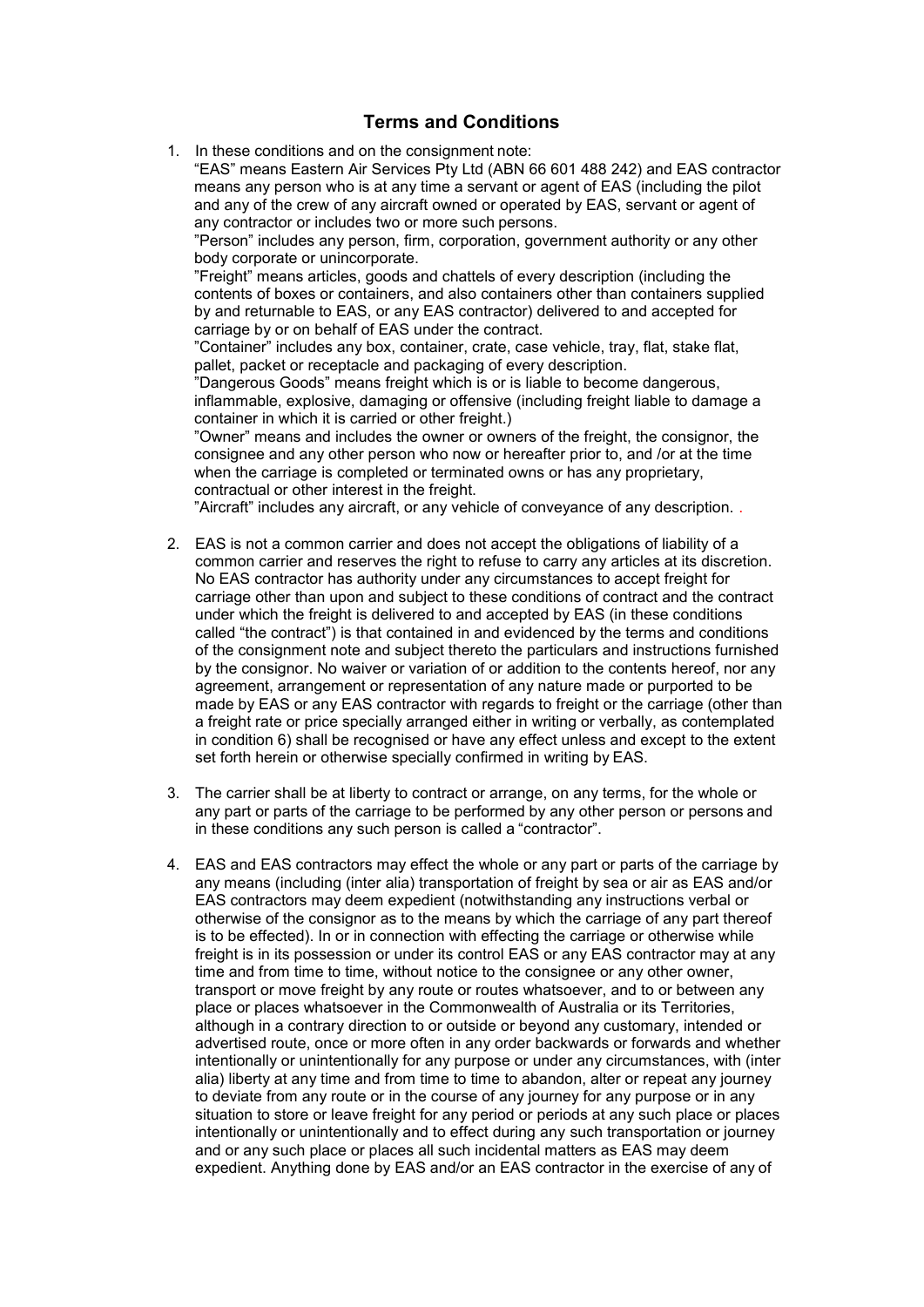# Terms and Conditions

1. In these conditions and on the consignment note:

   "EAS" means Eastern Air Services Pty Ltd (ABN 66 601 488 242) and EAS contractor means any person who is at any time a servant or agent of EAS (including the pilot and any of the crew of any aircraft owned or operated by EAS, servant or agent of any contractor or includes two or more such persons.

   "Person" includes any person, firm, corporation, government authority or any other body corporate or unincorporate.

   "Freight" means articles, goods and chattels of every description (including the contents of boxes or containers, and also containers other than containers supplied by and returnable to EAS, or any EAS contractor) delivered to and accepted for carriage by or on behalf of EAS under the contract.

   "Container" includes any box, container, crate, case vehicle, tray, flat, stake flat, pallet, packet or receptacle and packaging of every description.

   "Dangerous Goods" means freight which is or is liable to become dangerous, inflammable, explosive, damaging or offensive (including freight liable to damage a container in which it is carried or other freight.)

   "Owner" means and includes the owner or owners of the freight, the consignor, the consignee and any other person who now or hereafter prior to, and /or at the time when the carriage is completed or terminated owns or has any proprietary, contractual or other interest in the freight.

   "Aircraft" includes any aircraft, or any vehicle of conveyance of any description. .

2. EAS is not a common carrier and does not accept the obligations of liability of a common carrier and reserves the right to refuse to carry any articles at its discretion. No EAS contractor has authority under any circumstances to accept freight for carriage other than upon and subject to these conditions of contract and the contract under which the freight is delivered to and accepted by EAS (in these conditions called "the contract") is that contained in and evidenced by the terms and conditions of the consignment note and subject thereto the particulars and instructions furnished by the consignor. No waiver or variation of or addition to the contents hereof, nor any agreement, arrangement or representation of any nature made or purported to be made by EAS or any EAS contractor with regards to freight or the carriage (other than a freight rate or price specially arranged either in writing or verbally, as contemplated in condition 6) shall be recognised or have any effect unless and except to the extent set forth herein or otherwise specially confirmed in writing by EAS.

3. The carrier shall be at liberty to contract or arrange, on any terms, for the whole or any part or parts of the carriage to be performed by any other person or persons and in these conditions any such person is called a "contractor".

4. EAS and EAS contractors may effect the whole or any part or parts of the carriage by any means (including (inter alia) transportation of freight by sea or air as EAS and/or EAS contractors may deem expedient (notwithstanding any instructions verbal or otherwise of the consignor as to the means by which the carriage of any part thereof is to be effected). In or in connection with effecting the carriage or otherwise while freight is in its possession or under its control EAS or any EAS contractor may at any time and from time to time, without notice to the consignee or any other owner, transport or move freight by any route or routes whatsoever, and to or between any place or places whatsoever in the Commonwealth of Australia or its Territories, although in a contrary direction to or outside or beyond any customary, intended or advertised route, once or more often in any order backwards or forwards and whether intentionally or unintentionally for any purpose or under any circumstances, with (inter alia) liberty at any time and from time to time to abandon, alter or repeat any journey to deviate from any route or in the course of any journey for any purpose or in any situation to store or leave freight for any period or periods at any such place or places intentionally or unintentionally and to effect during any such transportation or journey and or any such place or places all such incidental matters as EAS may deem expedient. Anything done by EAS and/or an EAS contractor in the exercise of any of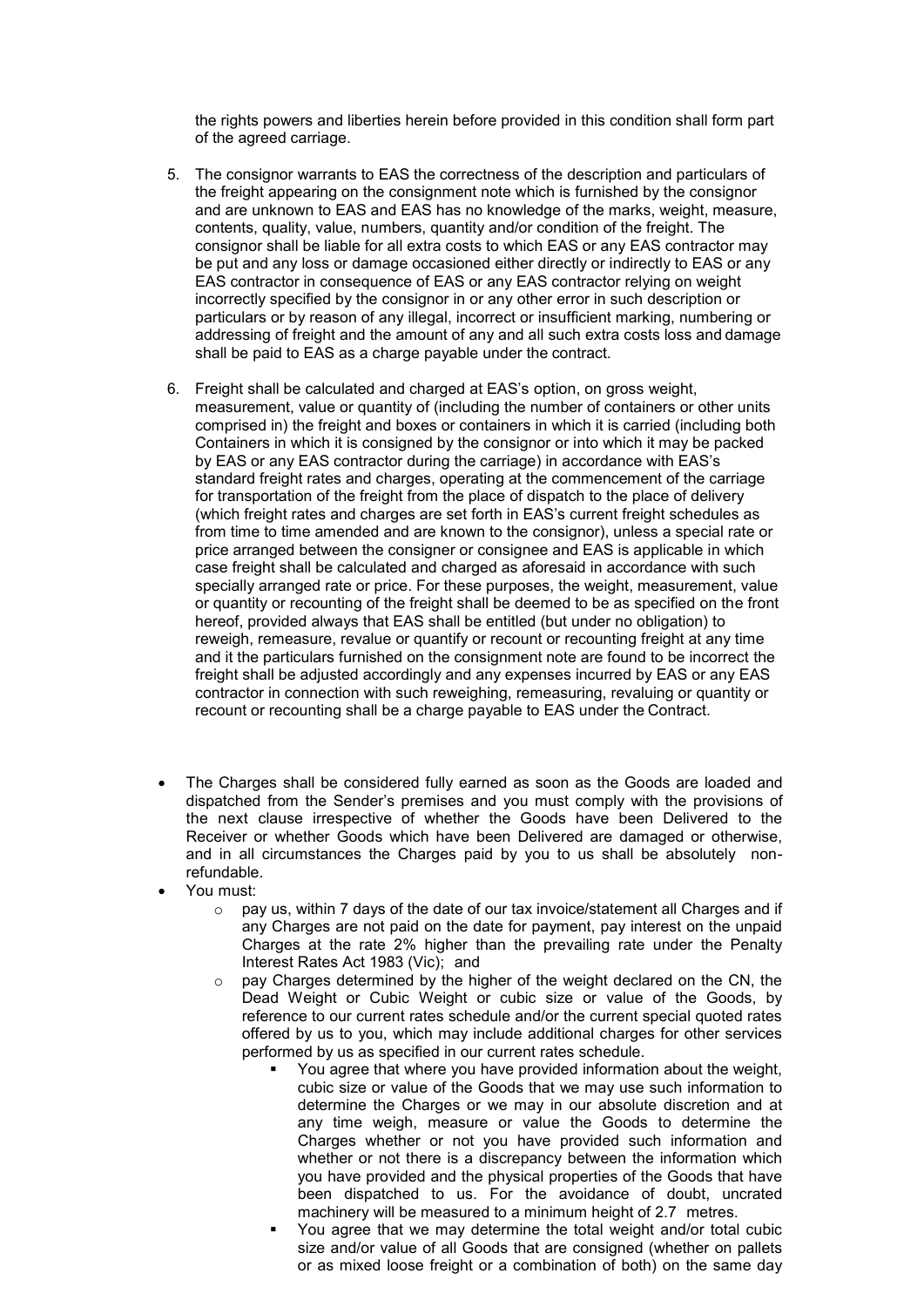the rights powers and liberties herein before provided in this condition shall form part of the agreed carriage.

5. The consignor warrants to EAS the correctness of the description and particulars of the freight appearing on the consignment note which is furnished by the consignor and are unknown to EAS and EAS has no knowledge of the marks, weight, measure, contents, quality, value, numbers, quantity and/or condition of the freight. The consignor shall be liable for all extra costs to which EAS or any EAS contractor may be put and any loss or damage occasioned either directly or indirectly to EAS or any EAS contractor in consequence of EAS or any EAS contractor relying on weight incorrectly specified by the consignor in or any other error in such description or particulars or by reason of any illegal, incorrect or insufficient marking, numbering or addressing of freight and the amount of any and all such extra costs loss and damage shall be paid to EAS as a charge payable under the contract.

6. Freight shall be calculated and charged at EAS's option, on gross weight, measurement, value or quantity of (including the number of containers or other units comprised in) the freight and boxes or containers in which it is carried (including both Containers in which it is consigned by the consignor or into which it may be packed by EAS or any EAS contractor during the carriage) in accordance with EAS's standard freight rates and charges, operating at the commencement of the carriage for transportation of the freight from the place of dispatch to the place of delivery (which freight rates and charges are set forth in EAS's current freight schedules as from time to time amended and are known to the consignor), unless a special rate or price arranged between the consigner or consignee and EAS is applicable in which case freight shall be calculated and charged as aforesaid in accordance with such specially arranged rate or price. For these purposes, the weight, measurement, value or quantity or recounting of the freight shall be deemed to be as specified on the front hereof, provided always that EAS shall be entitled (but under no obligation) to reweigh, remeasure, revalue or quantify or recount or recounting freight at any time and it the particulars furnished on the consignment note are found to be incorrect the freight shall be adjusted accordingly and any expenses incurred by EAS or any EAS contractor in connection with such reweighing, remeasuring, revaluing or quantity or recount or recounting shall be a charge payable to EAS under the Contract.

- The Charges shall be considered fully earned as soon as the Goods are loaded and dispatched from the Sender's premises and you must comply with the provisions of the next clause irrespective of whether the Goods have been Delivered to the Receiver or whether Goods which have been Delivered are damaged or otherwise, and in all circumstances the Charges paid by you to us shall be absolutely non-refundable.
- You must:
    - pay us, within 7 days of the date of our tax invoice/statement all Charges and if any Charges are not paid on the date for payment, pay interest on the unpaid Charges at the rate 2% higher than the prevailing rate under the Penalty Interest Rates Act 1983 (Vic); and
    - pay Charges determined by the higher of the weight declared on the CN, the Dead Weight or Cubic Weight or cubic size or value of the Goods, by reference to our current rates schedule and/or the current special quoted rates offered by us to you, which may include additional charges for other services performed by us as specified in our current rates schedule.
        - You agree that where you have provided information about the weight, cubic size or value of the Goods that we may use such information to determine the Charges or we may in our absolute discretion and at any time weigh, measure or value the Goods to determine the Charges whether or not you have provided such information and whether or not there is a discrepancy between the information which you have provided and the physical properties of the Goods that have been dispatched to us. For the avoidance of doubt, uncrated machinery will be measured to a minimum height of 2.7 metres.
        - You agree that we may determine the total weight and/or total cubic size and/or value of all Goods that are consigned (whether on pallets or as mixed loose freight or a combination of both) on the same day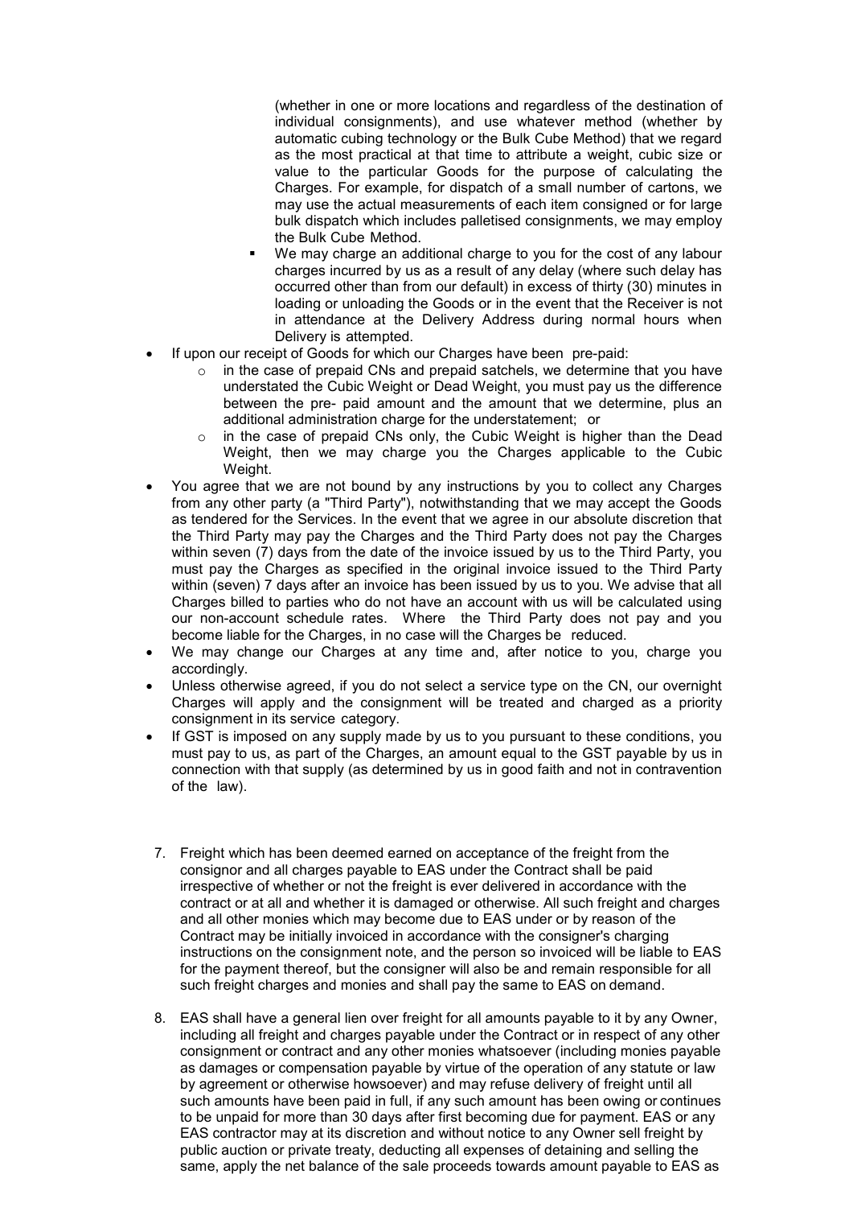(whether in one or more locations and regardless of the destination of individual consignments), and use whatever method (whether by automatic cubing technology or the Bulk Cube Method) that we regard as the most practical at that time to attribute a weight, cubic size or value to the particular Goods for the purpose of calculating the Charges. For example, for dispatch of a small number of cartons, we may use the actual measurements of each item consigned or for large bulk dispatch which includes palletised consignments, we may employ the Bulk Cube Method.

    - We may charge an additional charge to you for the cost of any labour charges incurred by us as a result of any delay (where such delay has occurred other than from our default) in excess of thirty (30) minutes in loading or unloading the Goods or in the event that the Receiver is not in attendance at the Delivery Address during normal hours when Delivery is attempted.

- If upon our receipt of Goods for which our Charges have been pre-paid:
    - in the case of prepaid CNs and prepaid satchels, we determine that you have understated the Cubic Weight or Dead Weight, you must pay us the difference between the pre- paid amount and the amount that we determine, plus an additional administration charge for the understatement; or
    - in the case of prepaid CNs only, the Cubic Weight is higher than the Dead Weight, then we may charge you the Charges applicable to the Cubic Weight.
- You agree that we are not bound by any instructions by you to collect any Charges from any other party (a "Third Party"), notwithstanding that we may accept the Goods as tendered for the Services. In the event that we agree in our absolute discretion that the Third Party may pay the Charges and the Third Party does not pay the Charges within seven (7) days from the date of the invoice issued by us to the Third Party, you must pay the Charges as specified in the original invoice issued to the Third Party within (seven) 7 days after an invoice has been issued by us to you. We advise that all Charges billed to parties who do not have an account with us will be calculated using our non-account schedule rates. Where the Third Party does not pay and you become liable for the Charges, in no case will the Charges be reduced.
- We may change our Charges at any time and, after notice to you, charge you accordingly.
- Unless otherwise agreed, if you do not select a service type on the CN, our overnight Charges will apply and the consignment will be treated and charged as a priority consignment in its service category.
- If GST is imposed on any supply made by us to you pursuant to these conditions, you must pay to us, as part of the Charges, an amount equal to the GST payable by us in connection with that supply (as determined by us in good faith and not in contravention of the law).

7. Freight which has been deemed earned on acceptance of the freight from the consignor and all charges payable to EAS under the Contract shall be paid irrespective of whether or not the freight is ever delivered in accordance with the contract or at all and whether it is damaged or otherwise. All such freight and charges and all other monies which may become due to EAS under or by reason of the Contract may be initially invoiced in accordance with the consigner's charging instructions on the consignment note, and the person so invoiced will be liable to EAS for the payment thereof, but the consigner will also be and remain responsible for all such freight charges and monies and shall pay the same to EAS on demand.

8. EAS shall have a general lien over freight for all amounts payable to it by any Owner, including all freight and charges payable under the Contract or in respect of any other consignment or contract and any other monies whatsoever (including monies payable as damages or compensation payable by virtue of the operation of any statute or law by agreement or otherwise howsoever) and may refuse delivery of freight until all such amounts have been paid in full, if any such amount has been owing or continues to be unpaid for more than 30 days after first becoming due for payment. EAS or any EAS contractor may at its discretion and without notice to any Owner sell freight by public auction or private treaty, deducting all expenses of detaining and selling the same, apply the net balance of the sale proceeds towards amount payable to EAS as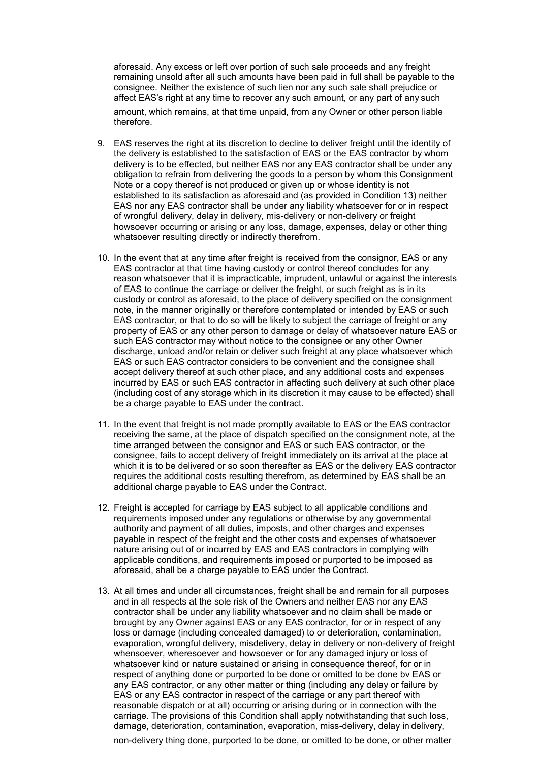aforesaid. Any excess or left over portion of such sale proceeds and any freight remaining unsold after all such amounts have been paid in full shall be payable to the consignee. Neither the existence of such lien nor any such sale shall prejudice or affect EAS's right at any time to recover any such amount, or any part of any such amount, which remains, at that time unpaid, from any Owner or other person liable therefore.

9. EAS reserves the right at its discretion to decline to deliver freight until the identity of the delivery is established to the satisfaction of EAS or the EAS contractor by whom delivery is to be effected, but neither EAS nor any EAS contractor shall be under any obligation to refrain from delivering the goods to a person by whom this Consignment Note or a copy thereof is not produced or given up or whose identity is not established to its satisfaction as aforesaid and (as provided in Condition 13) neither EAS nor any EAS contractor shall be under any liability whatsoever for or in respect of wrongful delivery, delay in delivery, mis-delivery or non-delivery or freight howsoever occurring or arising or any loss, damage, expenses, delay or other thing whatsoever resulting directly or indirectly therefrom.

10. In the event that at any time after freight is received from the consignor, EAS or any EAS contractor at that time having custody or control thereof concludes for any reason whatsoever that it is impracticable, imprudent, unlawful or against the interests of EAS to continue the carriage or deliver the freight, or such freight as is in its custody or control as aforesaid, to the place of delivery specified on the consignment note, in the manner originally or therefore contemplated or intended by EAS or such EAS contractor, or that to do so will be likely to subject the carriage of freight or any property of EAS or any other person to damage or delay of whatsoever nature EAS or such EAS contractor may without notice to the consignee or any other Owner discharge, unload and/or retain or deliver such freight at any place whatsoever which EAS or such EAS contractor considers to be convenient and the consignee shall accept delivery thereof at such other place, and any additional costs and expenses incurred by EAS or such EAS contractor in affecting such delivery at such other place (including cost of any storage which in its discretion it may cause to be effected) shall be a charge payable to EAS under the contract.

11. In the event that freight is not made promptly available to EAS or the EAS contractor receiving the same, at the place of dispatch specified on the consignment note, at the time arranged between the consignor and EAS or such EAS contractor, or the consignee, fails to accept delivery of freight immediately on its arrival at the place at which it is to be delivered or so soon thereafter as EAS or the delivery EAS contractor requires the additional costs resulting therefrom, as determined by EAS shall be an additional charge payable to EAS under the Contract.

12. Freight is accepted for carriage by EAS subject to all applicable conditions and requirements imposed under any regulations or otherwise by any governmental authority and payment of all duties, imposts, and other charges and expenses payable in respect of the freight and the other costs and expenses of whatsoever nature arising out of or incurred by EAS and EAS contractors in complying with applicable conditions, and requirements imposed or purported to be imposed as aforesaid, shall be a charge payable to EAS under the Contract.

13. At all times and under all circumstances, freight shall be and remain for all purposes and in all respects at the sole risk of the Owners and neither EAS nor any EAS contractor shall be under any liability whatsoever and no claim shall be made or brought by any Owner against EAS or any EAS contractor, for or in respect of any loss or damage (including concealed damaged) to or deterioration, contamination, evaporation, wrongful delivery, misdelivery, delay in delivery or non-delivery of freight whensoever, wheresoever and howsoever or for any damaged injury or loss of whatsoever kind or nature sustained or arising in consequence thereof, for or in respect of anything done or purported to be done or omitted to be done bv EAS or any EAS contractor, or any other matter or thing (including any delay or failure by EAS or any EAS contractor in respect of the carriage or any part thereof with reasonable dispatch or at all) occurring or arising during or in connection with the carriage. The provisions of this Condition shall apply notwithstanding that such loss, damage, deterioration, contamination, evaporation, miss-delivery, delay in delivery, non-delivery thing done, purported to be done, or omitted to be done, or other matter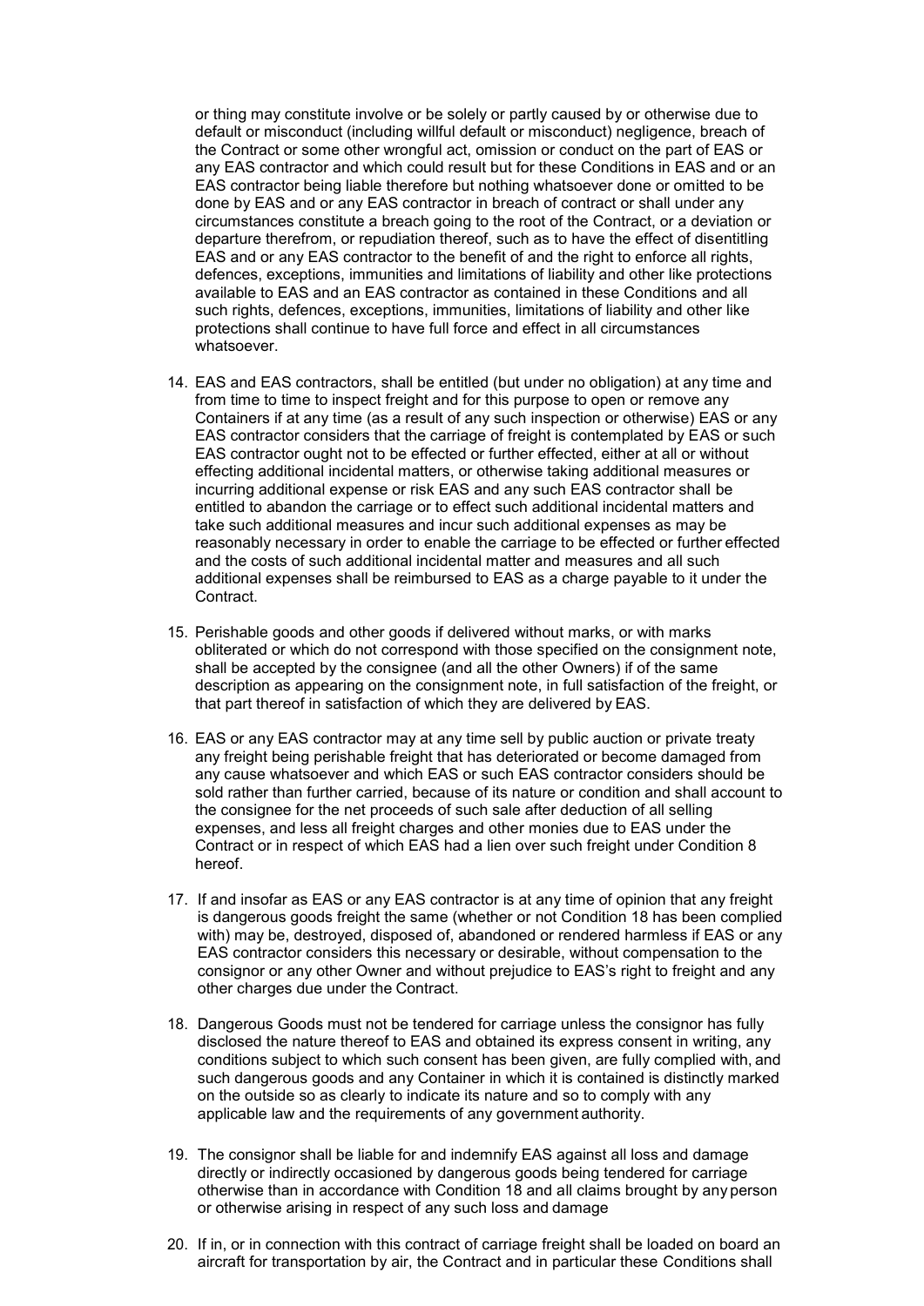or thing may constitute involve or be solely or partly caused by or otherwise due to default or misconduct (including willful default or misconduct) negligence, breach of the Contract or some other wrongful act, omission or conduct on the part of EAS or any EAS contractor and which could result but for these Conditions in EAS and or an EAS contractor being liable therefore but nothing whatsoever done or omitted to be done by EAS and or any EAS contractor in breach of contract or shall under any circumstances constitute a breach going to the root of the Contract, or a deviation or departure therefrom, or repudiation thereof, such as to have the effect of disentitling EAS and or any EAS contractor to the benefit of and the right to enforce all rights, defences, exceptions, immunities and limitations of liability and other like protections available to EAS and an EAS contractor as contained in these Conditions and all such rights, defences, exceptions, immunities, limitations of liability and other like protections shall continue to have full force and effect in all circumstances whatsoever.

14. EAS and EAS contractors, shall be entitled (but under no obligation) at any time and from time to time to inspect freight and for this purpose to open or remove any Containers if at any time (as a result of any such inspection or otherwise) EAS or any EAS contractor considers that the carriage of freight is contemplated by EAS or such EAS contractor ought not to be effected or further effected, either at all or without effecting additional incidental matters, or otherwise taking additional measures or incurring additional expense or risk EAS and any such EAS contractor shall be entitled to abandon the carriage or to effect such additional incidental matters and take such additional measures and incur such additional expenses as may be reasonably necessary in order to enable the carriage to be effected or further effected and the costs of such additional incidental matter and measures and all such additional expenses shall be reimbursed to EAS as a charge payable to it under the Contract.

15. Perishable goods and other goods if delivered without marks, or with marks obliterated or which do not correspond with those specified on the consignment note, shall be accepted by the consignee (and all the other Owners) if of the same description as appearing on the consignment note, in full satisfaction of the freight, or that part thereof in satisfaction of which they are delivered by EAS.

16. EAS or any EAS contractor may at any time sell by public auction or private treaty any freight being perishable freight that has deteriorated or become damaged from any cause whatsoever and which EAS or such EAS contractor considers should be sold rather than further carried, because of its nature or condition and shall account to the consignee for the net proceeds of such sale after deduction of all selling expenses, and less all freight charges and other monies due to EAS under the Contract or in respect of which EAS had a lien over such freight under Condition 8 hereof.

17. If and insofar as EAS or any EAS contractor is at any time of opinion that any freight is dangerous goods freight the same (whether or not Condition 18 has been complied with) may be, destroyed, disposed of, abandoned or rendered harmless if EAS or any EAS contractor considers this necessary or desirable, without compensation to the consignor or any other Owner and without prejudice to EAS's right to freight and any other charges due under the Contract.

18. Dangerous Goods must not be tendered for carriage unless the consignor has fully disclosed the nature thereof to EAS and obtained its express consent in writing, any conditions subject to which such consent has been given, are fully complied with, and such dangerous goods and any Container in which it is contained is distinctly marked on the outside so as clearly to indicate its nature and so to comply with any applicable law and the requirements of any government authority.

19. The consignor shall be liable for and indemnify EAS against all loss and damage directly or indirectly occasioned by dangerous goods being tendered for carriage otherwise than in accordance with Condition 18 and all claims brought by any person or otherwise arising in respect of any such loss and damage

20. If in, or in connection with this contract of carriage freight shall be loaded on board an aircraft for transportation by air, the Contract and in particular these Conditions shall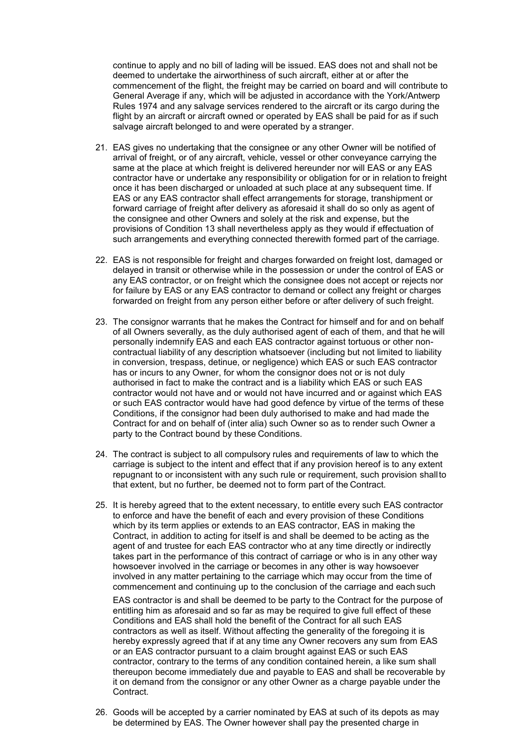continue to apply and no bill of lading will be issued. EAS does not and shall not be deemed to undertake the airworthiness of such aircraft, either at or after the commencement of the flight, the freight may be carried on board and will contribute to General Average if any, which will be adjusted in accordance with the York/Antwerp Rules 1974 and any salvage services rendered to the aircraft or its cargo during the flight by an aircraft or aircraft owned or operated by EAS shall be paid for as if such salvage aircraft belonged to and were operated by a stranger.

21. EAS gives no undertaking that the consignee or any other Owner will be notified of arrival of freight, or of any aircraft, vehicle, vessel or other conveyance carrying the same at the place at which freight is delivered hereunder nor will EAS or any EAS contractor have or undertake any responsibility or obligation for or in relation to freight once it has been discharged or unloaded at such place at any subsequent time. If EAS or any EAS contractor shall effect arrangements for storage, transhipment or forward carriage of freight after delivery as aforesaid it shall do so only as agent of the consignee and other Owners and solely at the risk and expense, but the provisions of Condition 13 shall nevertheless apply as they would if effectuation of such arrangements and everything connected therewith formed part of the carriage.

22. EAS is not responsible for freight and charges forwarded on freight lost, damaged or delayed in transit or otherwise while in the possession or under the control of EAS or any EAS contractor, or on freight which the consignee does not accept or rejects nor for failure by EAS or any EAS contractor to demand or collect any freight or charges forwarded on freight from any person either before or after delivery of such freight.

23. The consignor warrants that he makes the Contract for himself and for and on behalf of all Owners severally, as the duly authorised agent of each of them, and that he will personally indemnify EAS and each EAS contractor against tortuous or other non-contractual liability of any description whatsoever (including but not limited to liability in conversion, trespass, detinue, or negligence) which EAS or such EAS contractor has or incurs to any Owner, for whom the consignor does not or is not duly authorised in fact to make the contract and is a liability which EAS or such EAS contractor would not have and or would not have incurred and or against which EAS or such EAS contractor would have had good defence by virtue of the terms of these Conditions, if the consignor had been duly authorised to make and had made the Contract for and on behalf of (inter alia) such Owner so as to render such Owner a party to the Contract bound by these Conditions.

24. The contract is subject to all compulsory rules and requirements of law to which the carriage is subject to the intent and effect that if any provision hereof is to any extent repugnant to or inconsistent with any such rule or requirement, such provision shall to that extent, but no further, be deemed not to form part of the Contract.

25. It is hereby agreed that to the extent necessary, to entitle every such EAS contractor to enforce and have the benefit of each and every provision of these Conditions which by its term applies or extends to an EAS contractor, EAS in making the Contract, in addition to acting for itself is and shall be deemed to be acting as the agent of and trustee for each EAS contractor who at any time directly or indirectly takes part in the performance of this contract of carriage or who is in any other way howsoever involved in the carriage or becomes in any other is way howsoever involved in any matter pertaining to the carriage which may occur from the time of commencement and continuing up to the conclusion of the carriage and each such EAS contractor is and shall be deemed to be party to the Contract for the purpose of entitling him as aforesaid and so far as may be required to give full effect of these Conditions and EAS shall hold the benefit of the Contract for all such EAS contractors as well as itself. Without affecting the generality of the foregoing it is hereby expressly agreed that if at any time any Owner recovers any sum from EAS or an EAS contractor pursuant to a claim brought against EAS or such EAS contractor, contrary to the terms of any condition contained herein, a like sum shall thereupon become immediately due and payable to EAS and shall be recoverable by it on demand from the consignor or any other Owner as a charge payable under the Contract.

26. Goods will be accepted by a carrier nominated by EAS at such of its depots as may be determined by EAS. The Owner however shall pay the presented charge in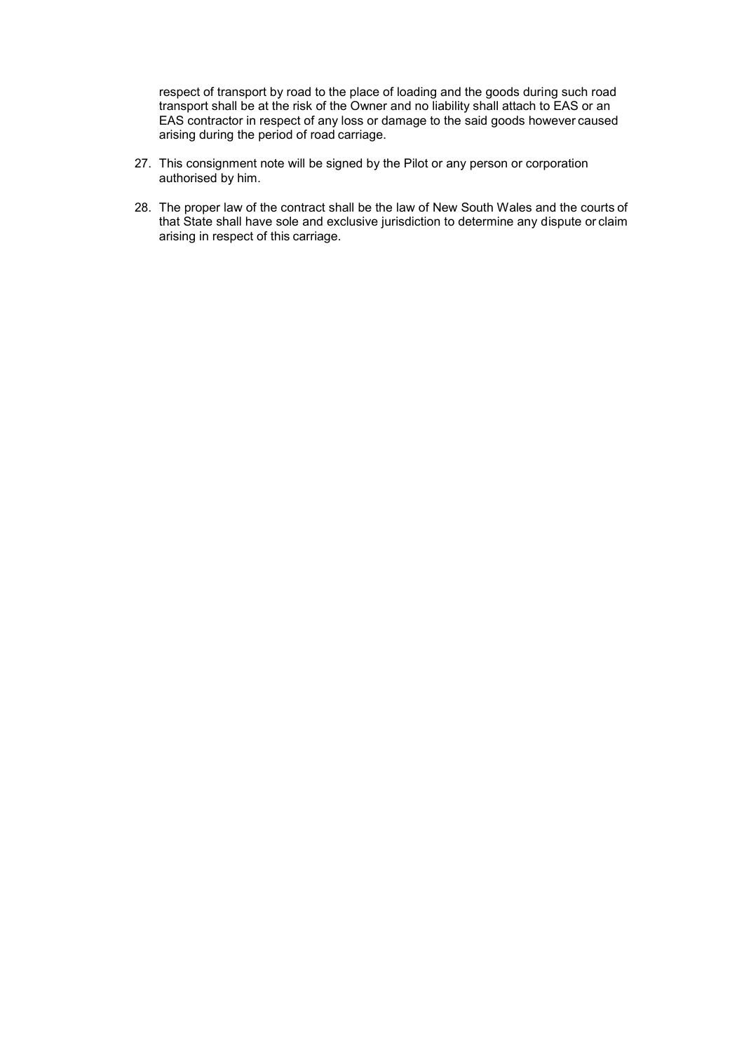respect of transport by road to the place of loading and the goods during such road transport shall be at the risk of the Owner and no liability shall attach to EAS or an EAS contractor in respect of any loss or damage to the said goods however caused arising during the period of road carriage.

27. This consignment note will be signed by the Pilot or any person or corporation authorised by him.

28. The proper law of the contract shall be the law of New South Wales and the courts of that State shall have sole and exclusive jurisdiction to determine any dispute or claim arising in respect of this carriage.